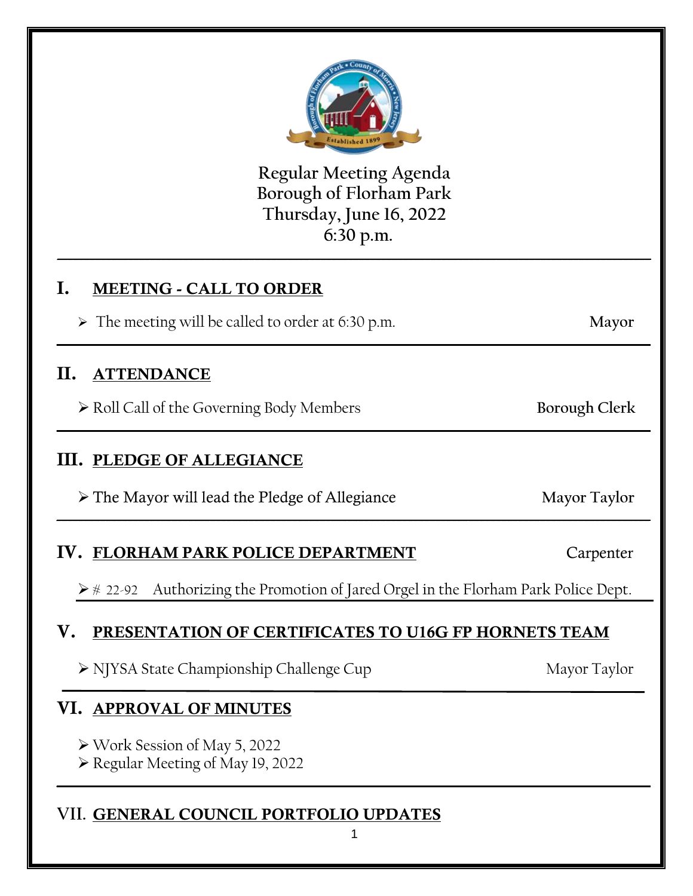# Regular Meeting Agenda
# Borough of Florham Park
# Thursday, June 16, 2022
# 6:30 p.m.

---

## I. MEETING - CALL TO ORDER

- The meeting will be called to order at 6:30 p.m. — **Mayor**

---

## II. ATTENDANCE

- Roll Call of the Governing Body Members — **Borough Clerk**

---

## III. PLEDGE OF ALLEGIANCE

- The Mayor will lead the Pledge of Allegiance — Mayor Taylor

---

## IV. FLORHAM PARK POLICE DEPARTMENT — Carpenter

- # 22-92 Authorizing the Promotion of Jared Orgel in the Florham Park Police Dept.

---

## V. PRESENTATION OF CERTIFICATES TO U16G FP HORNETS TEAM

- NJYSA State Championship Challenge Cup — Mayor Taylor

---

## VI. APPROVAL OF MINUTES

- Work Session of May 5, 2022
- Regular Meeting of May 19, 2022

---

## VII. GENERAL COUNCIL PORTFOLIO UPDATES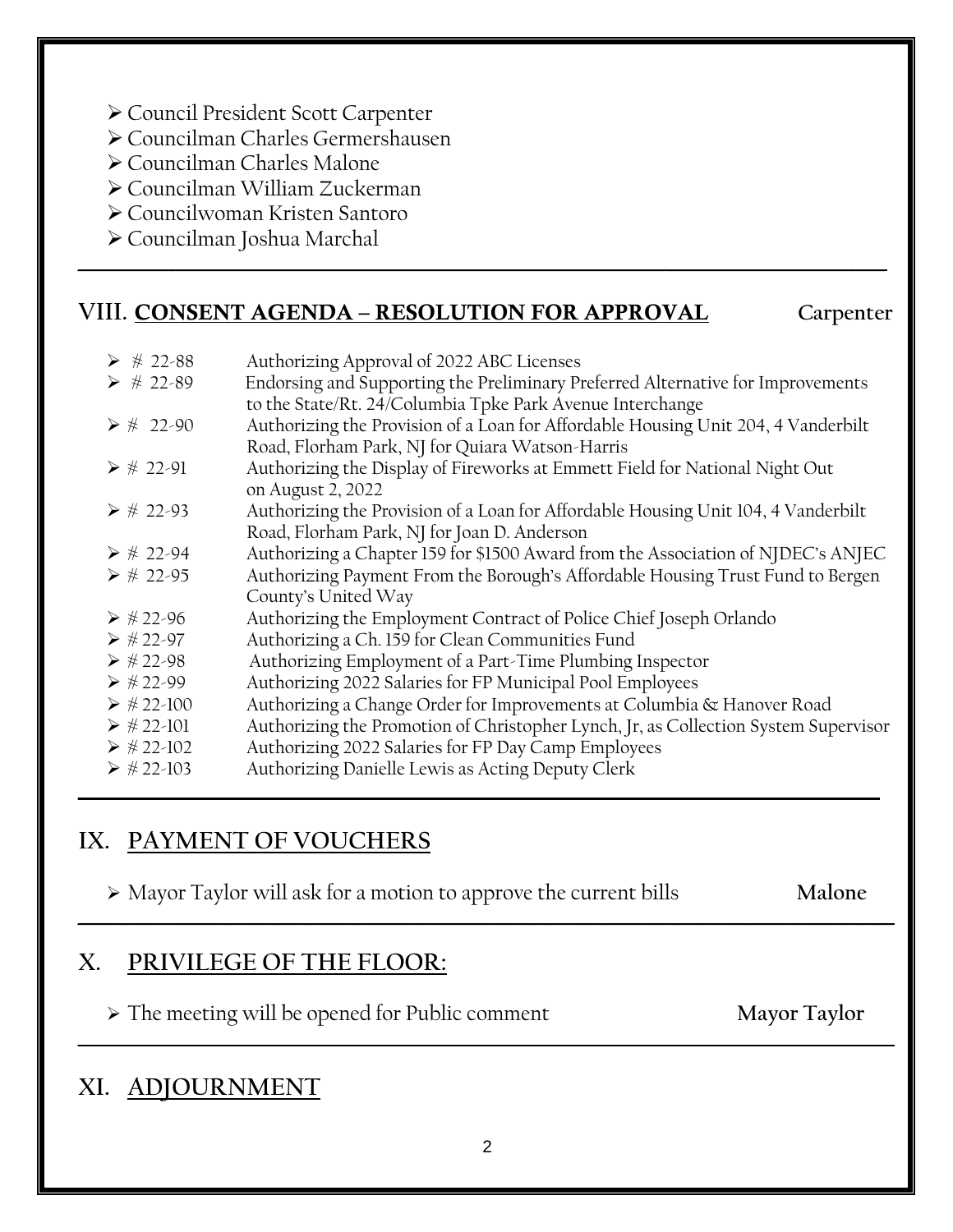- Council President Scott Carpenter
- Councilman Charles Germershausen
- Councilman Charles Malone
- Councilman William Zuckerman
- Councilwoman Kristen Santoro
- Councilman Joshua Marchal

---

## VIII. **CONSENT AGENDA – RESOLUTION FOR APPROVAL** **Carpenter**

| | |
|---|---|
| ➢ # 22-88 | Authorizing Approval of 2022 ABC Licenses |
| ➢ # 22-89 | Endorsing and Supporting the Preliminary Preferred Alternative for Improvements to the State/Rt. 24/Columbia Tpke Park Avenue Interchange |
| ➢ # 22-90 | Authorizing the Provision of a Loan for Affordable Housing Unit 204, 4 Vanderbilt Road, Florham Park, NJ for Quiara Watson-Harris |
| ➢ # 22-91 | Authorizing the Display of Fireworks at Emmett Field for National Night Out on August 2, 2022 |
| ➢ # 22-93 | Authorizing the Provision of a Loan for Affordable Housing Unit 104, 4 Vanderbilt Road, Florham Park, NJ for Joan D. Anderson |
| ➢ # 22-94 | Authorizing a Chapter 159 for $1500 Award from the Association of NJDEC's ANJEC |
| ➢ # 22-95 | Authorizing Payment From the Borough's Affordable Housing Trust Fund to Bergen County's United Way |
| ➢ # 22-96 | Authorizing the Employment Contract of Police Chief Joseph Orlando |
| ➢ # 22-97 | Authorizing a Ch. 159 for Clean Communities Fund |
| ➢ # 22-98 | Authorizing Employment of a Part-Time Plumbing Inspector |
| ➢ # 22-99 | Authorizing 2022 Salaries for FP Municipal Pool Employees |
| ➢ # 22-100 | Authorizing a Change Order for Improvements at Columbia & Hanover Road |
| ➢ # 22-101 | Authorizing the Promotion of Christopher Lynch, Jr, as Collection System Supervisor |
| ➢ # 22-102 | Authorizing 2022 Salaries for FP Day Camp Employees |
| ➢ # 22-103 | Authorizing Danielle Lewis as Acting Deputy Clerk |

---

## IX. PAYMENT OF VOUCHERS

- Mayor Taylor will ask for a motion to approve the current bills **Malone**

---

## X. PRIVILEGE OF THE FLOOR:

- The meeting will be opened for Public comment **Mayor Taylor**

---

## XI. ADJOURNMENT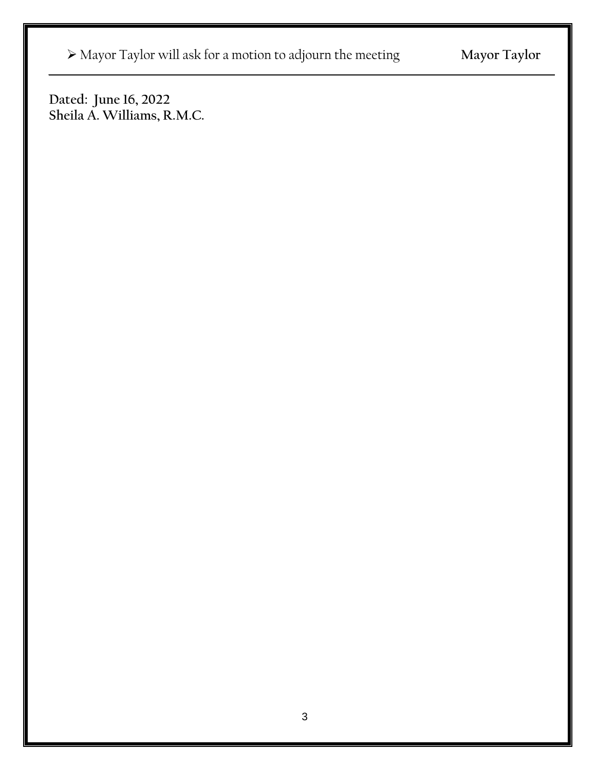- Mayor Taylor will ask for a motion to adjourn the meeting **Mayor Taylor**

---

**Dated: June 16, 2022**
**Sheila A. Williams, R.M.C.**